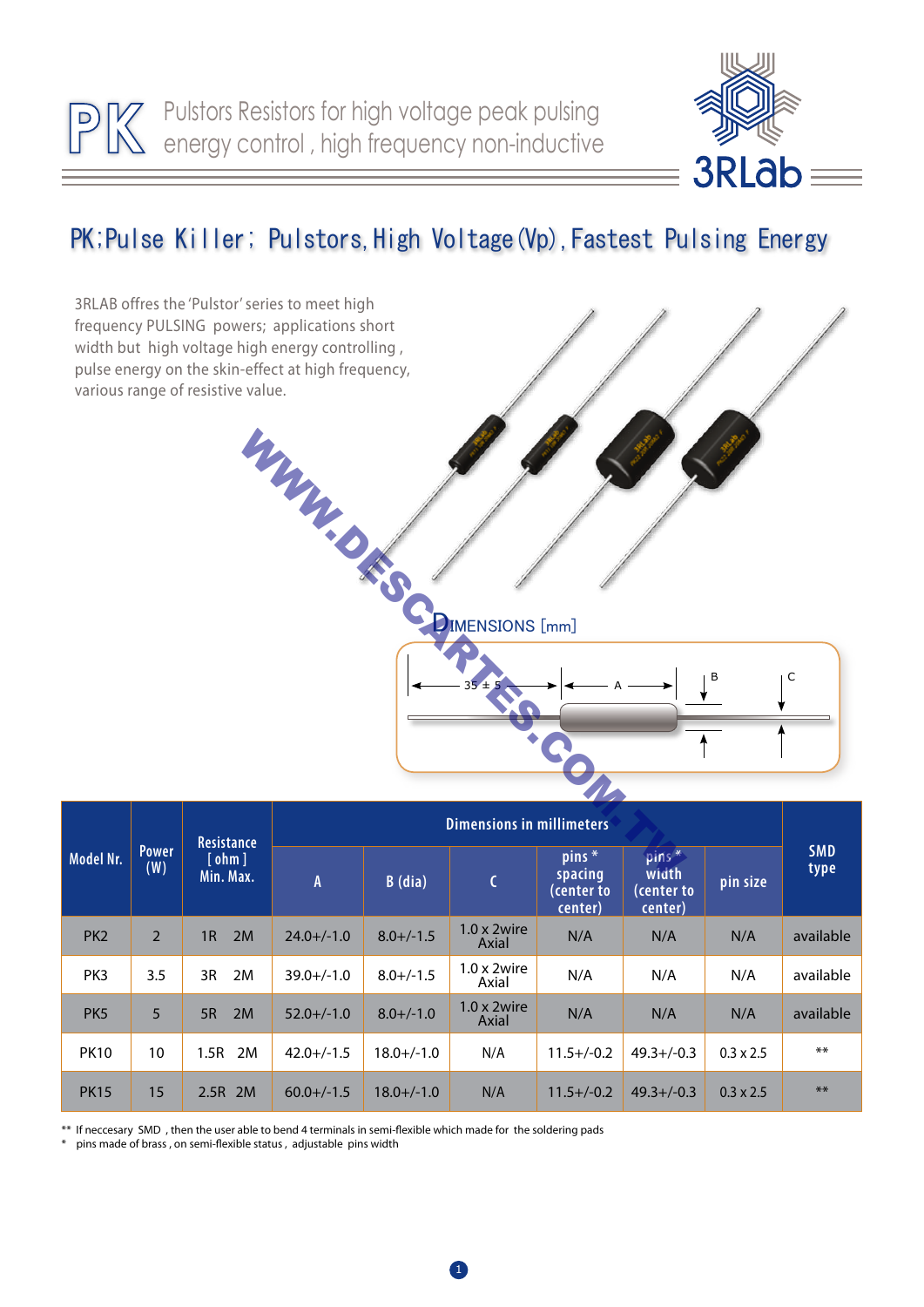# PK Pulstors Resistors for high voltage peak pulsing energy control , high frequency non-inductive

3RLab

## PK;Pulse Killer; Pulstors,High Voltage(Vp),Fastest Pulsing Energy

3RLAB offres the 'Pulstor' series to meet high frequency PULSING powers; applications short width but high voltage high energy controlling , pulse energy on the skin-effect at high frequency, various range of resistive value.

WWW.DESCARTES.COM.TW

DIMENSIONS [mm]

35 ± 5 | A | B | C

| Model Nr. | Power (W) | Resistance [ ohm ] Min. Max. | Dimensions in millimeters | | | | | | SMD type |
|---|---|---|---|---|---|---|---|---|---|
| | | | A | B (dia) | C | pins * spacing (center to center) | pins * width (center to center) | pin size | |
| PK2 | 2 | 1R 2M | 24.0+/-1.0 | 8.0+/-1.5 | 1.0 x 2wire Axial | N/A | N/A | N/A | available |
| PK3 | 3.5 | 3R 2M | 39.0+/-1.0 | 8.0+/-1.5 | 1.0 x 2wire Axial | N/A | N/A | N/A | available |
| PK5 | 5 | 5R 2M | 52.0+/-1.0 | 8.0+/-1.0 | 1.0 x 2wire Axial | N/A | N/A | N/A | available |
| PK10 | 10 | 1.5R 2M | 42.0+/-1.5 | 18.0+/-1.0 | N/A | 11.5+/-0.2 | 49.3+/-0.3 | 0.3 x 2.5 | ** |
| PK15 | 15 | 2.5R 2M | 60.0+/-1.5 | 18.0+/-1.0 | N/A | 11.5+/-0.2 | 49.3+/-0.3 | 0.3 x 2.5 | ** |

** If neccesary SMD , then the user able to bend 4 terminals in semi-flexible which made for the soldering pads

\* pins made of brass , on semi-flexible status , adjustable pins width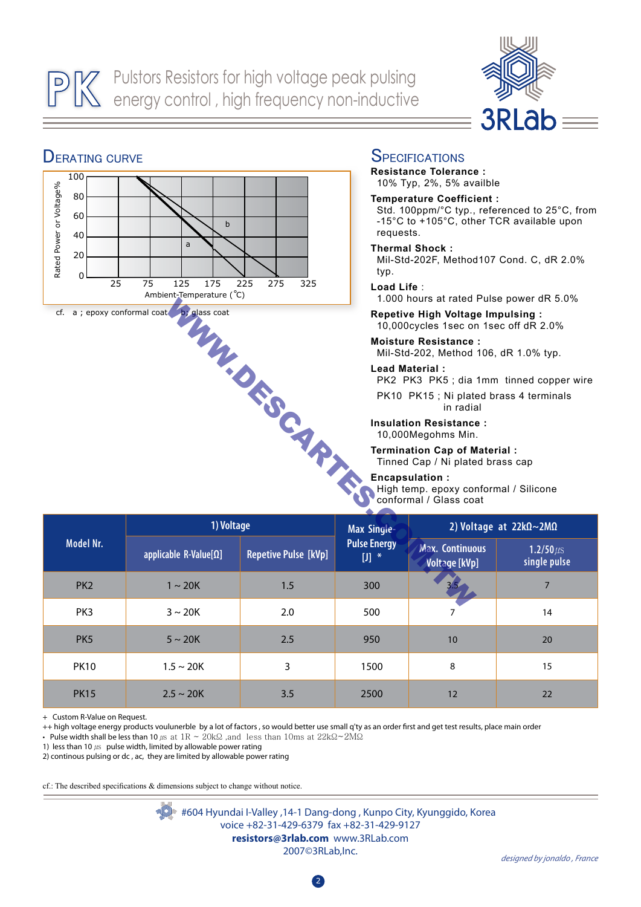# PK

Pulstors Resistors for high voltage peak pulsing energy control , high frequency non-inductive

3RLab

## Derating curve

Rated Power or Voltage%

100
80
60
40
20
0

25 75 125 175 225 275 325

Ambient Temperature (℃)

a
b

cf. a ; epoxy conformal coat b; glass coat

## Specifications

**Resistance Tolerance :**
10% Typ, 2%, 5% availble

**Temperature Coefficient :**
Std. 100ppm/°C typ., referenced to 25°C, from -15°C to +105°C, other TCR available upon requests.

**Thermal Shock :**
Mil-Std-202F, Method107 Cond. C, dR 2.0% typ.

**Load Life :**
1.000 hours at rated Pulse power dR 5.0%

**Repetive High Voltage Impulsing :**
10,000cycles 1sec on 1sec off dR 2.0%

**Moisture Resistance :**
Mil-Std-202, Method 106, dR 1.0% typ.

**Lead Material :**
PK2 PK3 PK5 ; dia 1mm tinned copper wire

PK10 PK15 ; Ni plated brass 4 terminals in radial

**Insulation Resistance :**
10,000Megohms Min.

**Termination Cap of Material :**
Tinned Cap / Ni plated brass cap

**Encapsulation :**
High temp. epoxy conformal / Silicone conformal / Glass coat

| Model Nr. | 1) Voltage | | Max Single Pulse Energy [J] * | 2) Voltage at 22kΩ~2MΩ | |
|---|---|---|---|---|---|
| | applicable R-Value[Ω] | Repetive Pulse [kVp] | | Max. Continuous Voltage [kVp] | 1.2/50µs single pulse |
| PK2 | 1 ~ 20K | 1.5 | 300 | 3.5 | 7 |
| PK3 | 3 ~ 20K | 2.0 | 500 | 7 | 14 |
| PK5 | 5 ~ 20K | 2.5 | 950 | 10 | 20 |
| PK10 | 1.5 ~ 20K | 3 | 1500 | 8 | 15 |
| PK15 | 2.5 ~ 20K | 3.5 | 2500 | 12 | 22 |

\+ Custom R-Value on Request.
++ high voltage energy products voulunerble by a lot of factors , so would better use small q'ty as an order first and get test results, place main order
• Pulse width shall be less than 10 µs at 1R ~ 20kΩ ,and less than 10ms at 22kΩ~2MΩ
1) less than 10 µs pulse width, limited by allowable power rating
2) continous pulsing or dc , ac, they are limited by allowable power rating

cf.: The described specifications & dimensions subject to change without notice.

#604 Hyundai I-Valley ,14-1 Dang-dong , Kunpo City, Kyunggido, Korea
voice +82-31-429-6379 fax +82-31-429-9127
**resistors@3rlab.com** www.3RLab.com
2007©3RLab,Inc.

*designed by jonaldo , France*